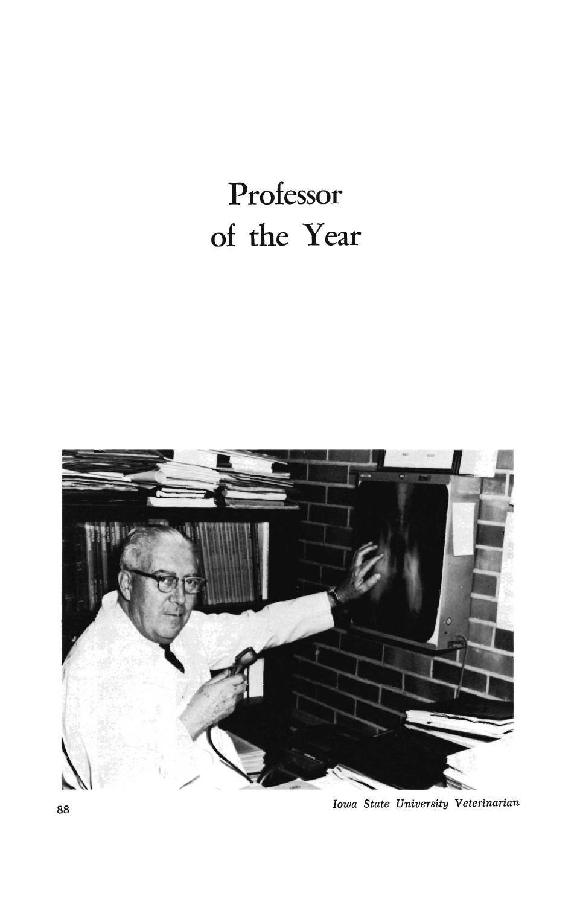# Professor of the Year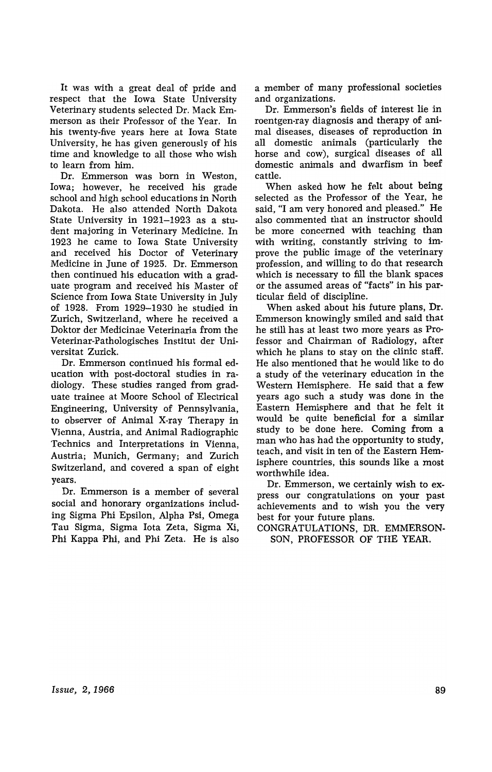It was with a great deal of pride and respect that the Iowa State University Veterinary students selected Dr. Mack Emmerson as their Professor of the Year. In his twenty-five years here at Iowa State University, he has given generously of his time and knowledge to all those who wish to learn from him.

Dr. Emmerson was born in Weston, Iowa; however, he received his grade school and high school educations in North Dakota. He also attended North Dakota State University in 1921–1923 as a student majoring in Veterinary Medicine. In 1923 he came to Iowa State University and received his Doctor of Veterinary Medicine in June of 1925. Dr. Emmerson then continued his education with a graduate program and received his Master of Science from Iowa State University in July of 1928. From 1929–1930 he studied in Zurich, Switzerland, where he received a Doktor der Medicinae Veterinaria from the Veterinar-Pathologisches Institut der Universitat Zurick.

Dr. Emmerson continued his formal education with post-doctoral studies in radiology. These studies ranged from graduate trainee at Moore School of Electrical Engineering, University of Pennsylvania, to observer of Animal X-ray Therapy in Vienna, Austria, and Animal Radiographic Technics and Interpretations in Vienna, Austria; Munich, Germany; and Zurich Switzerland, and covered a span of eight years.

Dr. Emmerson is a member of several social and honorary organizations including Sigma Phi Epsilon, Alpha Psi, Omega Tau Sigma, Sigma Iota Zeta, Sigma Xi, Phi Kappa Phi, and Phi Zeta. He is also a member of many professional societies and organizations.

Dr. Emmerson's fields of interest lie in roentgen-ray diagnosis and therapy of animal diseases, diseases of reproduction in all domestic animals (particularly the horse and cow), surgical diseases of all domestic animals and dwarfism in beef cattle.

When asked how he felt about being selected as the Professor of the Year, he said, "I am very honored and pleased." He also commented that an instructor should be more concerned with teaching than with writing, constantly striving to improve the public image of the veterinary profession, and willing to do that research which is necessary to fill the blank spaces or the assumed areas of "facts" in his particular field of discipline.

When asked about his future plans, Dr. Emmerson knowingly smiled and said that he still has at least two more years as Professor and Chairman of Radiology, after which he plans to stay on the clinic staff. He also mentioned that he would like to do a study of the veterinary education in the Western Hemisphere. He said that a few years ago such a study was done in the Eastern Hemisphere and that he felt it would be quite beneficial for a similar study to be done here. Coming from a man who has had the opportunity to study, teach, and visit in ten of the Eastern Hemisphere countries, this sounds like a most worthwhile idea.

Dr. Emmerson, we certainly wish to express our congratulations on your past achievements and to wish you the very best for your future plans.

CONGRATULATIONS, DR. EMMERSONSON, PROFESSOR OF THE YEAR.